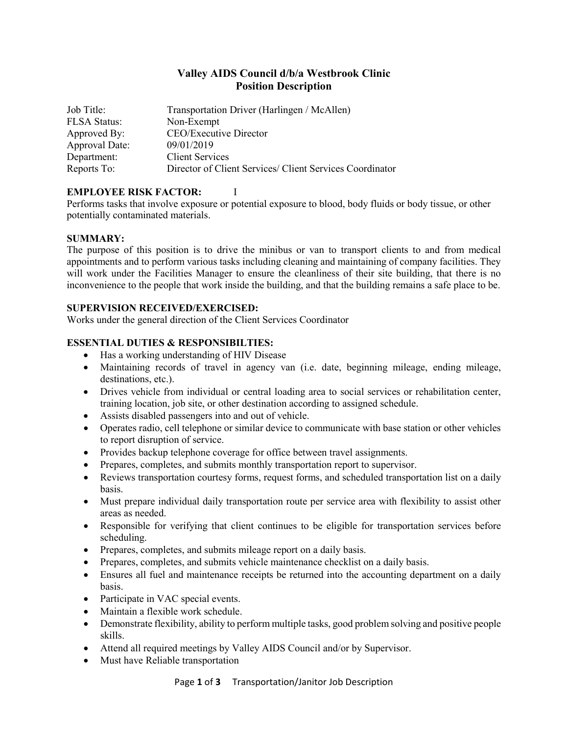# Valley AIDS Council d/b/a Westbrook Clinic
## Position Description

| | |
|---|---|
| Job Title: | Transportation Driver (Harlingen / McAllen) |
| FLSA Status: | Non-Exempt |
| Approved By: | CEO/Executive Director |
| Approval Date: | 09/01/2019 |
| Department: | Client Services |
| Reports To: | Director of Client Services/ Client Services Coordinator |

**EMPLOYEE RISK FACTOR:** I

Performs tasks that involve exposure or potential exposure to blood, body fluids or body tissue, or other potentially contaminated materials.

**SUMMARY:**

The purpose of this position is to drive the minibus or van to transport clients to and from medical appointments and to perform various tasks including cleaning and maintaining of company facilities. They will work under the Facilities Manager to ensure the cleanliness of their site building, that there is no inconvenience to the people that work inside the building, and that the building remains a safe place to be.

**SUPERVISION RECEIVED/EXERCISED:**

Works under the general direction of the Client Services Coordinator

**ESSENTIAL DUTIES & RESPONSIBILTIES:**

- Has a working understanding of HIV Disease
- Maintaining records of travel in agency van (i.e. date, beginning mileage, ending mileage, destinations, etc.).
- Drives vehicle from individual or central loading area to social services or rehabilitation center, training location, job site, or other destination according to assigned schedule.
- Assists disabled passengers into and out of vehicle.
- Operates radio, cell telephone or similar device to communicate with base station or other vehicles to report disruption of service.
- Provides backup telephone coverage for office between travel assignments.
- Prepares, completes, and submits monthly transportation report to supervisor.
- Reviews transportation courtesy forms, request forms, and scheduled transportation list on a daily basis.
- Must prepare individual daily transportation route per service area with flexibility to assist other areas as needed.
- Responsible for verifying that client continues to be eligible for transportation services before scheduling.
- Prepares, completes, and submits mileage report on a daily basis.
- Prepares, completes, and submits vehicle maintenance checklist on a daily basis.
- Ensures all fuel and maintenance receipts be returned into the accounting department on a daily basis.
- Participate in VAC special events.
- Maintain a flexible work schedule.
- Demonstrate flexibility, ability to perform multiple tasks, good problem solving and positive people skills.
- Attend all required meetings by Valley AIDS Council and/or by Supervisor.
- Must have Reliable transportation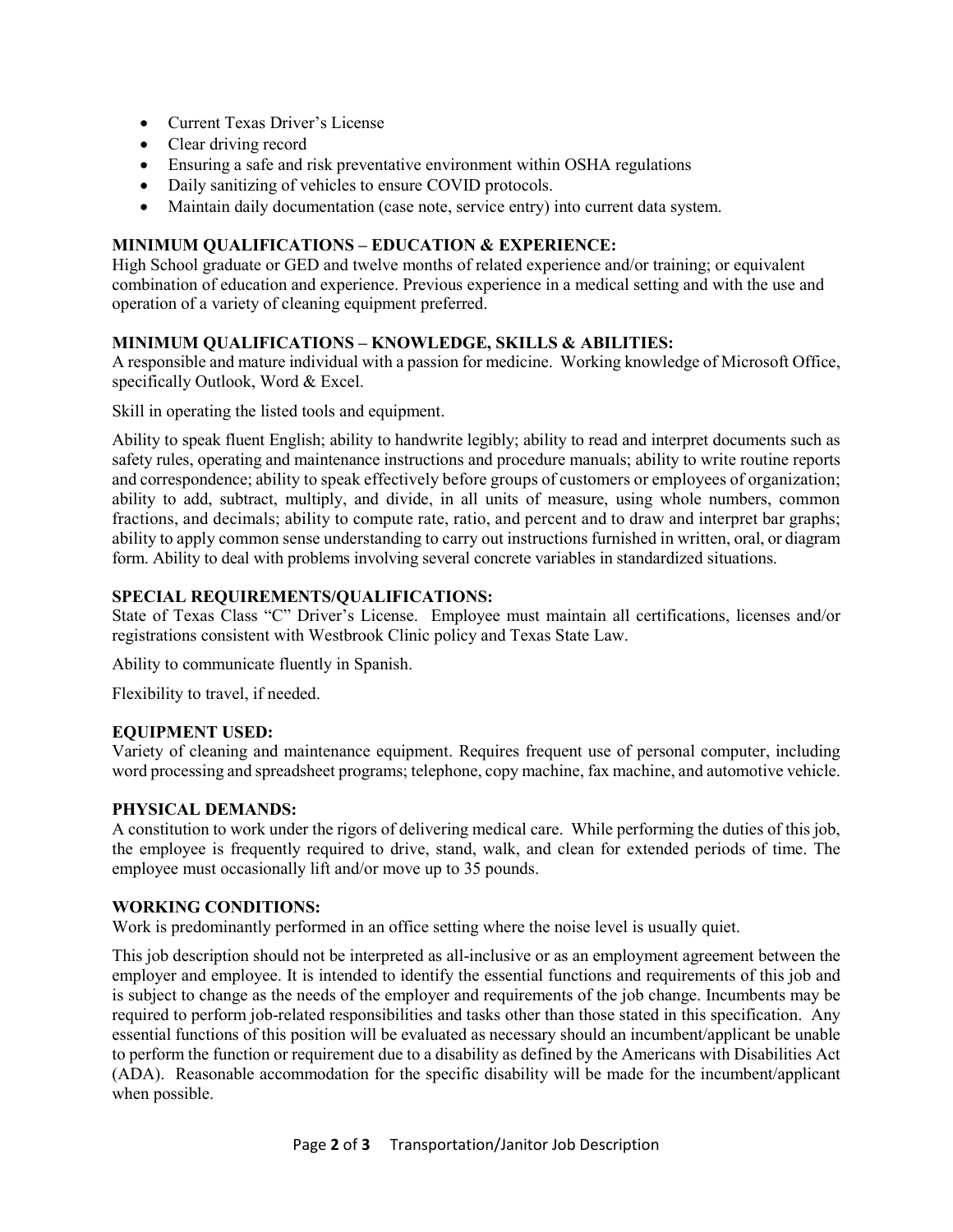- Current Texas Driver's License
- Clear driving record
- Ensuring a safe and risk preventative environment within OSHA regulations
- Daily sanitizing of vehicles to ensure COVID protocols.
- Maintain daily documentation (case note, service entry) into current data system.

**MINIMUM QUALIFICATIONS – EDUCATION & EXPERIENCE:**

High School graduate or GED and twelve months of related experience and/or training; or equivalent combination of education and experience. Previous experience in a medical setting and with the use and operation of a variety of cleaning equipment preferred.

**MINIMUM QUALIFICATIONS – KNOWLEDGE, SKILLS & ABILITIES:**

A responsible and mature individual with a passion for medicine. Working knowledge of Microsoft Office, specifically Outlook, Word & Excel.

Skill in operating the listed tools and equipment.

Ability to speak fluent English; ability to handwrite legibly; ability to read and interpret documents such as safety rules, operating and maintenance instructions and procedure manuals; ability to write routine reports and correspondence; ability to speak effectively before groups of customers or employees of organization; ability to add, subtract, multiply, and divide, in all units of measure, using whole numbers, common fractions, and decimals; ability to compute rate, ratio, and percent and to draw and interpret bar graphs; ability to apply common sense understanding to carry out instructions furnished in written, oral, or diagram form. Ability to deal with problems involving several concrete variables in standardized situations.

**SPECIAL REQUIREMENTS/QUALIFICATIONS:**

State of Texas Class "C" Driver's License. Employee must maintain all certifications, licenses and/or registrations consistent with Westbrook Clinic policy and Texas State Law.

Ability to communicate fluently in Spanish.

Flexibility to travel, if needed.

**EQUIPMENT USED:**

Variety of cleaning and maintenance equipment. Requires frequent use of personal computer, including word processing and spreadsheet programs; telephone, copy machine, fax machine, and automotive vehicle.

**PHYSICAL DEMANDS:**

A constitution to work under the rigors of delivering medical care. While performing the duties of this job, the employee is frequently required to drive, stand, walk, and clean for extended periods of time. The employee must occasionally lift and/or move up to 35 pounds.

**WORKING CONDITIONS:**

Work is predominantly performed in an office setting where the noise level is usually quiet.

This job description should not be interpreted as all-inclusive or as an employment agreement between the employer and employee. It is intended to identify the essential functions and requirements of this job and is subject to change as the needs of the employer and requirements of the job change. Incumbents may be required to perform job-related responsibilities and tasks other than those stated in this specification. Any essential functions of this position will be evaluated as necessary should an incumbent/applicant be unable to perform the function or requirement due to a disability as defined by the Americans with Disabilities Act (ADA). Reasonable accommodation for the specific disability will be made for the incumbent/applicant when possible.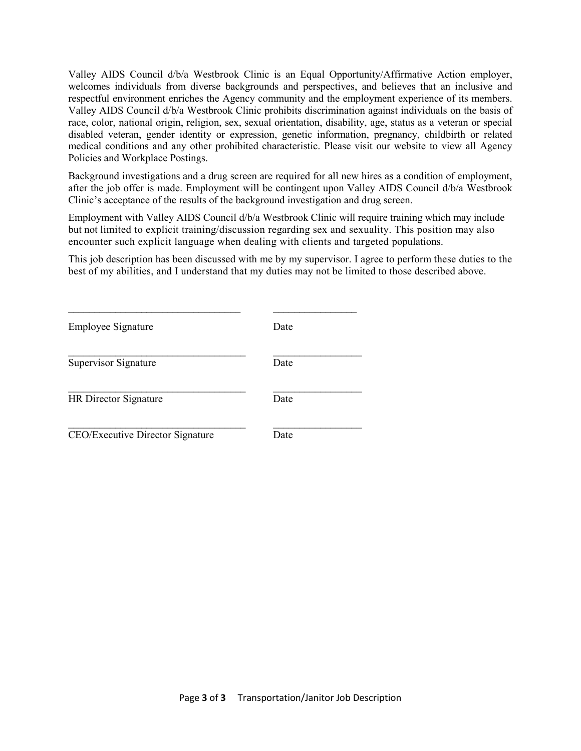Valley AIDS Council d/b/a Westbrook Clinic is an Equal Opportunity/Affirmative Action employer, welcomes individuals from diverse backgrounds and perspectives, and believes that an inclusive and respectful environment enriches the Agency community and the employment experience of its members. Valley AIDS Council d/b/a Westbrook Clinic prohibits discrimination against individuals on the basis of race, color, national origin, religion, sex, sexual orientation, disability, age, status as a veteran or special disabled veteran, gender identity or expression, genetic information, pregnancy, childbirth or related medical conditions and any other prohibited characteristic. Please visit our website to view all Agency Policies and Workplace Postings.

Background investigations and a drug screen are required for all new hires as a condition of employment, after the job offer is made. Employment will be contingent upon Valley AIDS Council d/b/a Westbrook Clinic's acceptance of the results of the background investigation and drug screen.

Employment with Valley AIDS Council d/b/a Westbrook Clinic will require training which may include but not limited to explicit training/discussion regarding sex and sexuality. This position may also encounter such explicit language when dealing with clients and targeted populations.

This job description has been discussed with me by my supervisor. I agree to perform these duties to the best of my abilities, and I understand that my duties may not be limited to those described above.

________________________________ ________________

Employee Signature Date

________________________________ ________________

Supervisor Signature Date

________________________________ ________________

HR Director Signature Date

________________________________ ________________

CEO/Executive Director Signature Date